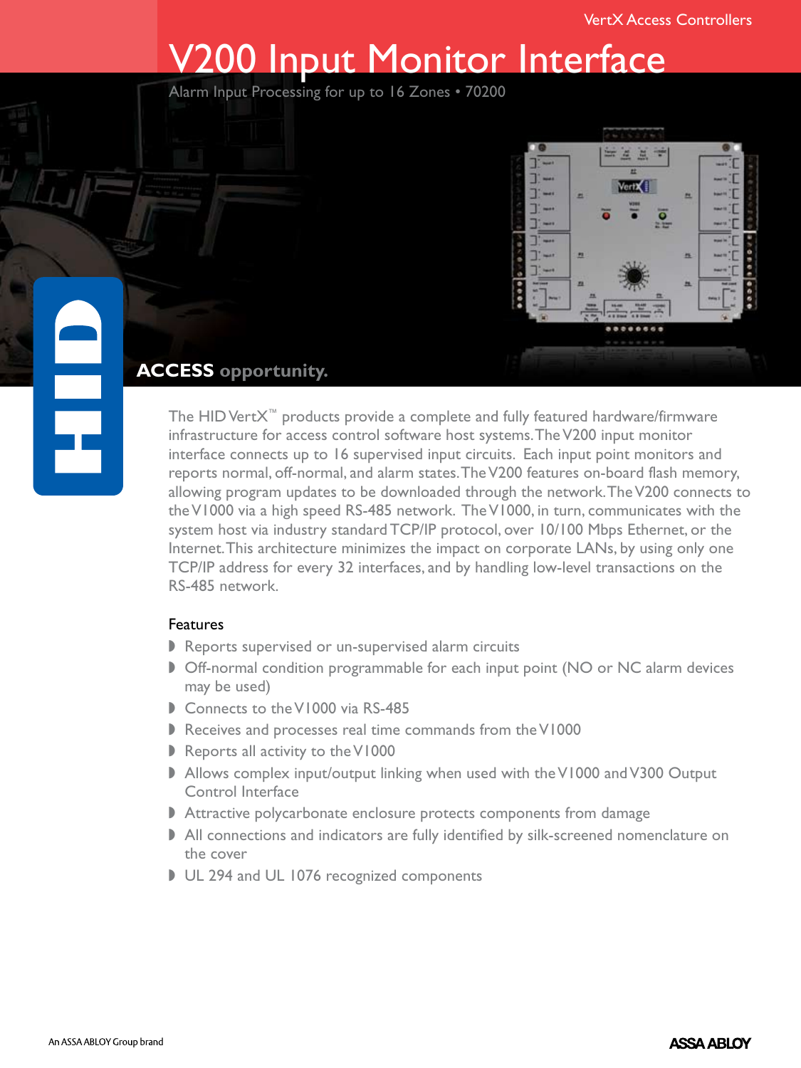VertX Access Controllers

# V200 Input Monitor Interface

Alarm Input Processing for up to 16 Zones • 70200

**ACCESS** opportunity.

The HID VertX™ products provide a complete and fully featured hardware/firmware infrastructure for access control software host systems. The V200 input monitor interface connects up to 16 supervised input circuits. Each input point monitors and reports normal, off-normal, and alarm states. The V200 features on-board flash memory, allowing program updates to be downloaded through the network. The V200 connects to the V1000 via a high speed RS-485 network. The V1000, in turn, communicates with the system host via industry standard TCP/IP protocol, over 10/100 Mbps Ethernet, or the Internet. This architecture minimizes the impact on corporate LANs, by using only one TCP/IP address for every 32 interfaces, and by handling low-level transactions on the RS-485 network.

## Features

- Reports supervised or un-supervised alarm circuits
- Off-normal condition programmable for each input point (NO or NC alarm devices may be used)
- Connects to the V1000 via RS-485
- Receives and processes real time commands from the V1000
- Reports all activity to the V1000
- Allows complex input/output linking when used with the V1000 and V300 Output Control Interface
- Attractive polycarbonate enclosure protects components from damage
- All connections and indicators are fully identified by silk-screened nomenclature on the cover
- UL 294 and UL 1076 recognized components

An ASSA ABLOY Group brand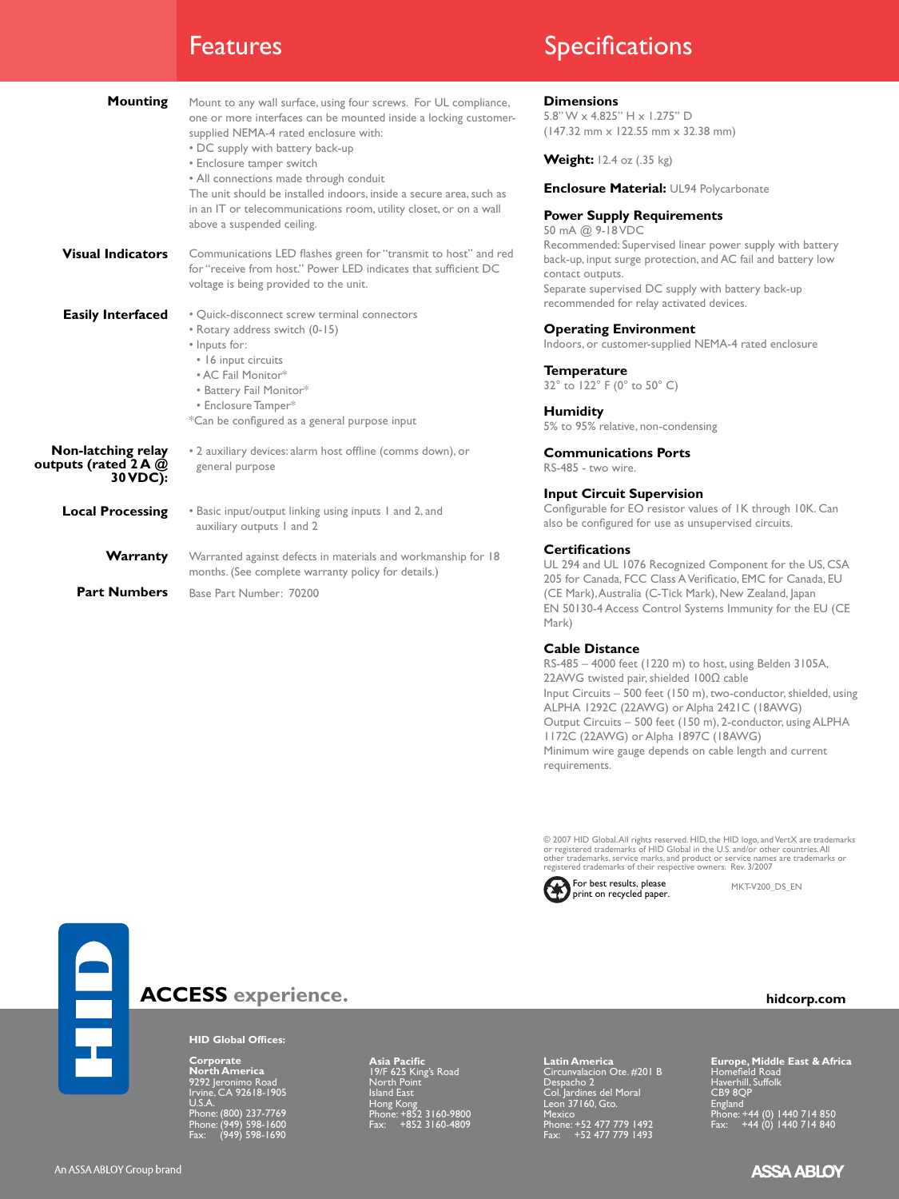## Features

**Mounting**

Mount to any wall surface, using four screws. For UL compliance, one or more interfaces can be mounted inside a locking customer-supplied NEMA-4 rated enclosure with:

- DC supply with battery back-up
- Enclosure tamper switch
- All connections made through conduit

The unit should be installed indoors, inside a secure area, such as in an IT or telecommunications room, utility closet, or on a wall above a suspended ceiling.

**Visual Indicators**

Communications LED flashes green for "transmit to host" and red for "receive from host." Power LED indicates that sufficient DC voltage is being provided to the unit.

**Easily Interfaced**

- Quick-disconnect screw terminal connectors
- Rotary address switch (0-15)
- Inputs for:
  - 16 input circuits
  - AC Fail Monitor*
  - Battery Fail Monitor*
  - Enclosure Tamper*

*Can be configured as a general purpose input

**Non-latching relay outputs (rated 2 A @ 30 VDC):**

- 2 auxiliary devices: alarm host offline (comms down), or general purpose

**Local Processing**

- Basic input/output linking using inputs 1 and 2, and auxiliary outputs 1 and 2

**Warranty**

Warranted against defects in materials and workmanship for 18 months. (See complete warranty policy for details.)

**Part Numbers**

Base Part Number: 70200

## Specifications

**Dimensions**
5.8" W x 4.825" H x 1.275" D
(147.32 mm x 122.55 mm x 32.38 mm)

**Weight:** 12.4 oz (.35 kg)

**Enclosure Material:** UL94 Polycarbonate

**Power Supply Requirements**
50 mA @ 9-18 VDC
Recommended: Supervised linear power supply with battery back-up, input surge protection, and AC fail and battery low contact outputs.
Separate supervised DC supply with battery back-up recommended for relay activated devices.

**Operating Environment**
Indoors, or customer-supplied NEMA-4 rated enclosure

**Temperature**
32° to 122° F (0° to 50° C)

**Humidity**
5% to 95% relative, non-condensing

**Communications Ports**
RS-485 - two wire.

**Input Circuit Supervision**
Configurable for EO resistor values of 1K through 10K. Can also be configured for use as unsupervised circuits.

**Certifications**
UL 294 and UL 1076 Recognized Component for the US, CSA 205 for Canada, FCC Class A Verificatio, EMC for Canada, EU (CE Mark), Australia (C-Tick Mark), New Zealand, Japan
EN 50130-4 Access Control Systems Immunity for the EU (CE Mark)

**Cable Distance**
RS-485 – 4000 feet (1220 m) to host, using Belden 3105A, 22AWG twisted pair, shielded 100Ω cable
Input Circuits – 500 feet (150 m), two-conductor, shielded, using ALPHA 1292C (22AWG) or Alpha 2421C (18AWG)
Output Circuits – 500 feet (150 m), 2-conductor, using ALPHA 1172C (22AWG) or Alpha 1897C (18AWG)
Minimum wire gauge depends on cable length and current requirements.

© 2007 HID Global. All rights reserved. HID, the HID logo, and VertX are trademarks or registered trademarks of HID Global in the U.S. and/or other countries. All other trademarks, service marks, and product or service names are trademarks or registered trademarks of their respective owners. Rev. 3/2007

For best results, please print on recycled paper.

MKT-V200_DS_EN

**ACCESS experience.**

hidcorp.com

**HID Global Offices:**

**Corporate**
**North America**
9292 Jeronimo Road
Irvine, CA 92618-1905
U.S.A.
Phone: (800) 237-7769
Phone: (949) 598-1600
Fax: (949) 598-1690

**Asia Pacific**
19/F 625 King's Road
North Point
Island East
Hong Kong
Phone: +852 3160-9800
Fax: +852 3160-4809

**Latin America**
Circunvalacion Ote. #201 B
Despacho 2
Col. Jardines del Moral
Leon 37160, Gto.
Mexico
Phone: +52 477 779 1492
Fax: +52 477 779 1493

**Europe, Middle East & Africa**
Homefield Road
Haverhill, Suffolk
CB9 8QP
England
Phone: +44 (0) 1440 714 850
Fax: +44 (0) 1440 714 840

An ASSA ABLOY Group brand

ASSA ABLOY